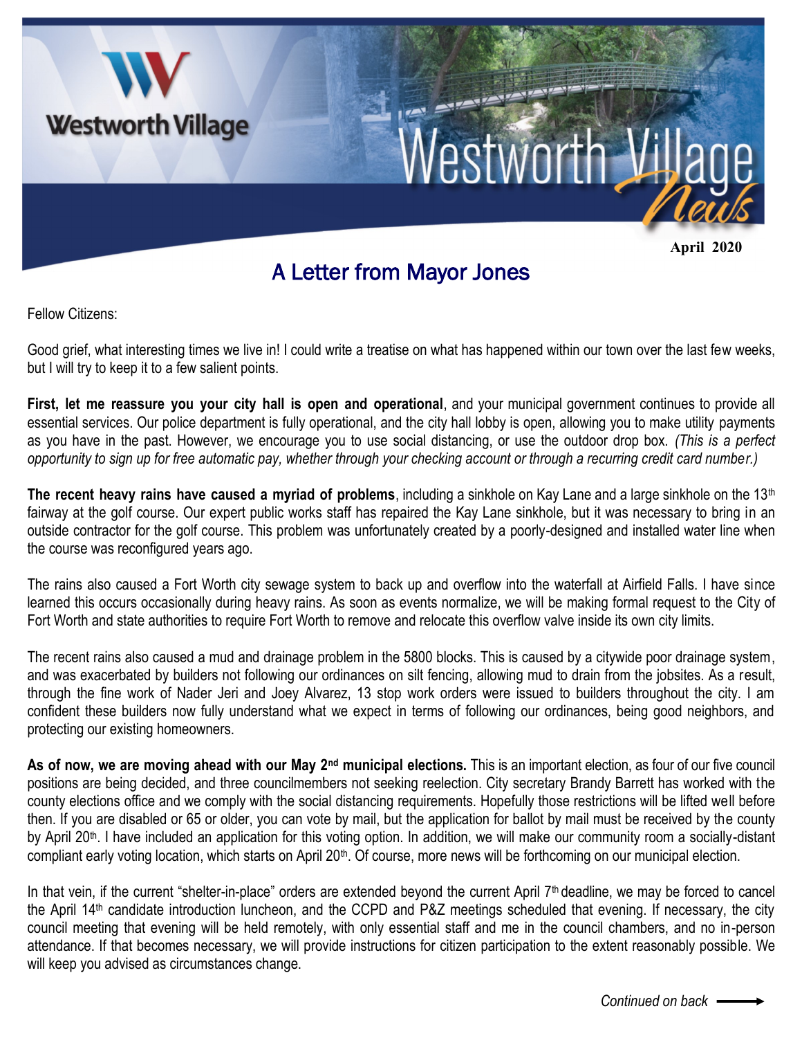# Westworth Village News

April 2020

## A Letter from Mayor Jones

Fellow Citizens:

Good grief, what interesting times we live in! I could write a treatise on what has happened within our town over the last few weeks, but I will try to keep it to a few salient points.

**First, let me reassure you your city hall is open and operational**, and your municipal government continues to provide all essential services. Our police department is fully operational, and the city hall lobby is open, allowing you to make utility payments as you have in the past. However, we encourage you to use social distancing, or use the outdoor drop box. *(This is a perfect opportunity to sign up for free automatic pay, whether through your checking account or through a recurring credit card number.)*

**The recent heavy rains have caused a myriad of problems**, including a sinkhole on Kay Lane and a large sinkhole on the 13th fairway at the golf course. Our expert public works staff has repaired the Kay Lane sinkhole, but it was necessary to bring in an outside contractor for the golf course. This problem was unfortunately created by a poorly-designed and installed water line when the course was reconfigured years ago.

The rains also caused a Fort Worth city sewage system to back up and overflow into the waterfall at Airfield Falls. I have since learned this occurs occasionally during heavy rains. As soon as events normalize, we will be making formal request to the City of Fort Worth and state authorities to require Fort Worth to remove and relocate this overflow valve inside its own city limits.

The recent rains also caused a mud and drainage problem in the 5800 blocks. This is caused by a citywide poor drainage system, and was exacerbated by builders not following our ordinances on silt fencing, allowing mud to drain from the jobsites. As a result, through the fine work of Nader Jeri and Joey Alvarez, 13 stop work orders were issued to builders throughout the city. I am confident these builders now fully understand what we expect in terms of following our ordinances, being good neighbors, and protecting our existing homeowners.

**As of now, we are moving ahead with our May 2nd municipal elections.** This is an important election, as four of our five council positions are being decided, and three councilmembers not seeking reelection. City secretary Brandy Barrett has worked with the county elections office and we comply with the social distancing requirements. Hopefully those restrictions will be lifted well before then. If you are disabled or 65 or older, you can vote by mail, but the application for ballot by mail must be received by the county by April 20th. I have included an application for this voting option. In addition, we will make our community room a socially-distant compliant early voting location, which starts on April 20th. Of course, more news will be forthcoming on our municipal election.

In that vein, if the current "shelter-in-place" orders are extended beyond the current April 7th deadline, we may be forced to cancel the April 14th candidate introduction luncheon, and the CCPD and P&Z meetings scheduled that evening. If necessary, the city council meeting that evening will be held remotely, with only essential staff and me in the council chambers, and no in-person attendance. If that becomes necessary, we will provide instructions for citizen participation to the extent reasonably possible. We will keep you advised as circumstances change.

*Continued on back* →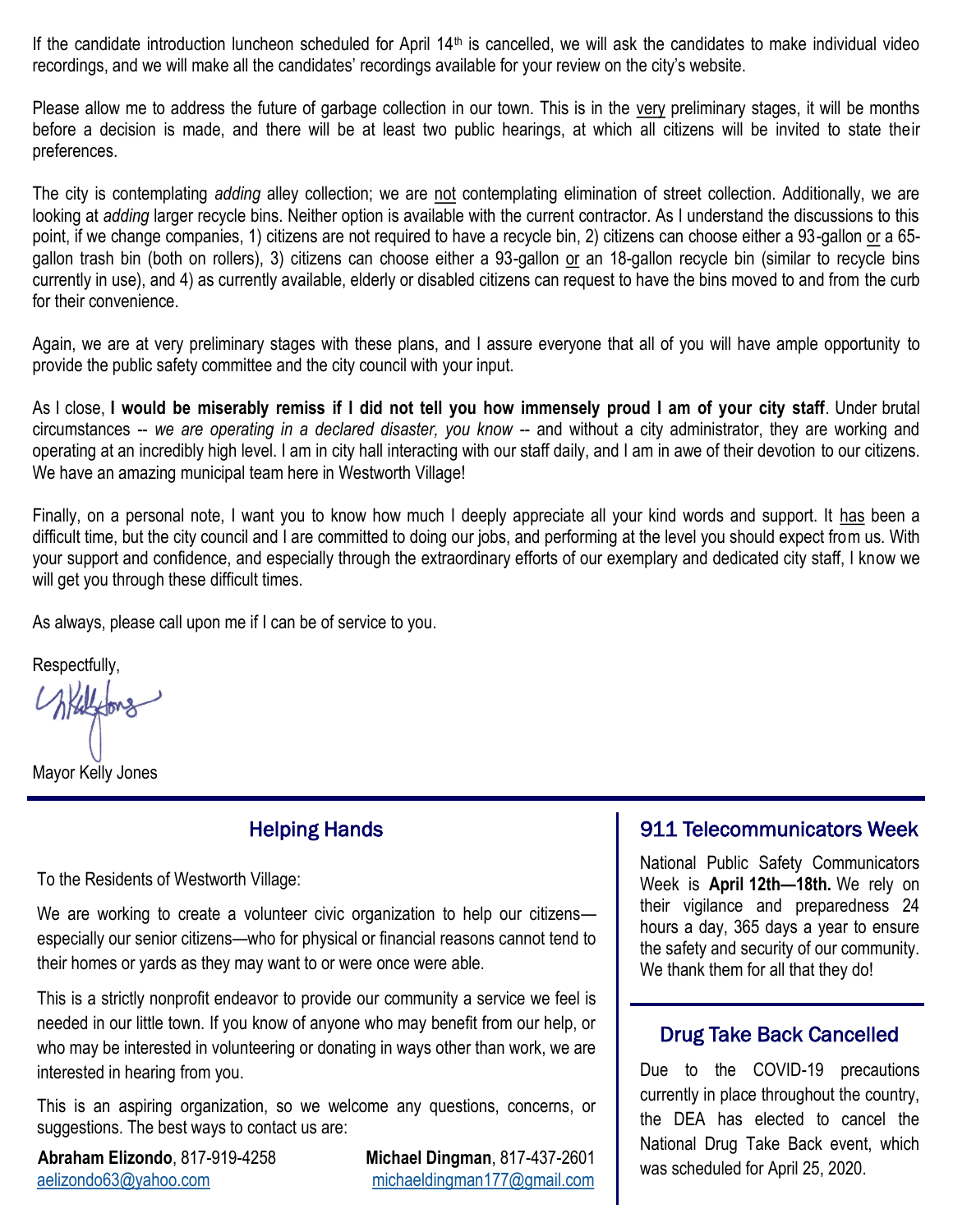If the candidate introduction luncheon scheduled for April 14th is cancelled, we will ask the candidates to make individual video recordings, and we will make all the candidates' recordings available for your review on the city's website.

Please allow me to address the future of garbage collection in our town. This is in the very preliminary stages, it will be months before a decision is made, and there will be at least two public hearings, at which all citizens will be invited to state their preferences.

The city is contemplating *adding* alley collection; we are not contemplating elimination of street collection. Additionally, we are looking at *adding* larger recycle bins. Neither option is available with the current contractor. As I understand the discussions to this point, if we change companies, 1) citizens are not required to have a recycle bin, 2) citizens can choose either a 93-gallon or a 65-gallon trash bin (both on rollers), 3) citizens can choose either a 93-gallon or an 18-gallon recycle bin (similar to recycle bins currently in use), and 4) as currently available, elderly or disabled citizens can request to have the bins moved to and from the curb for their convenience.

Again, we are at very preliminary stages with these plans, and I assure everyone that all of you will have ample opportunity to provide the public safety committee and the city council with your input.

As I close, **I would be miserably remiss if I did not tell you how immensely proud I am of your city staff**. Under brutal circumstances -- *we are operating in a declared disaster, you know* -- and without a city administrator, they are working and operating at an incredibly high level. I am in city hall interacting with our staff daily, and I am in awe of their devotion to our citizens. We have an amazing municipal team here in Westworth Village!

Finally, on a personal note, I want you to know how much I deeply appreciate all your kind words and support. It has been a difficult time, but the city council and I are committed to doing our jobs, and performing at the level you should expect from us. With your support and confidence, and especially through the extraordinary efforts of our exemplary and dedicated city staff, I know we will get you through these difficult times.

As always, please call upon me if I can be of service to you.

Respectfully,

Mayor Kelly Jones

## Helping Hands

To the Residents of Westworth Village:

We are working to create a volunteer civic organization to help our citizens—especially our senior citizens—who for physical or financial reasons cannot tend to their homes or yards as they may want to or were once were able.

This is a strictly nonprofit endeavor to provide our community a service we feel is needed in our little town. If you know of anyone who may benefit from our help, or who may be interested in volunteering or donating in ways other than work, we are interested in hearing from you.

This is an aspiring organization, so we welcome any questions, concerns, or suggestions. The best ways to contact us are:

**Abraham Elizondo**, 817-919-4258
aelizondo63@yahoo.com

**Michael Dingman**, 817-437-2601
michaeldingman177@gmail.com

## 911 Telecommunicators Week

National Public Safety Communicators Week is **April 12th—18th.** We rely on their vigilance and preparedness 24 hours a day, 365 days a year to ensure the safety and security of our community. We thank them for all that they do!

## Drug Take Back Cancelled

Due to the COVID-19 precautions currently in place throughout the country, the DEA has elected to cancel the National Drug Take Back event, which was scheduled for April 25, 2020.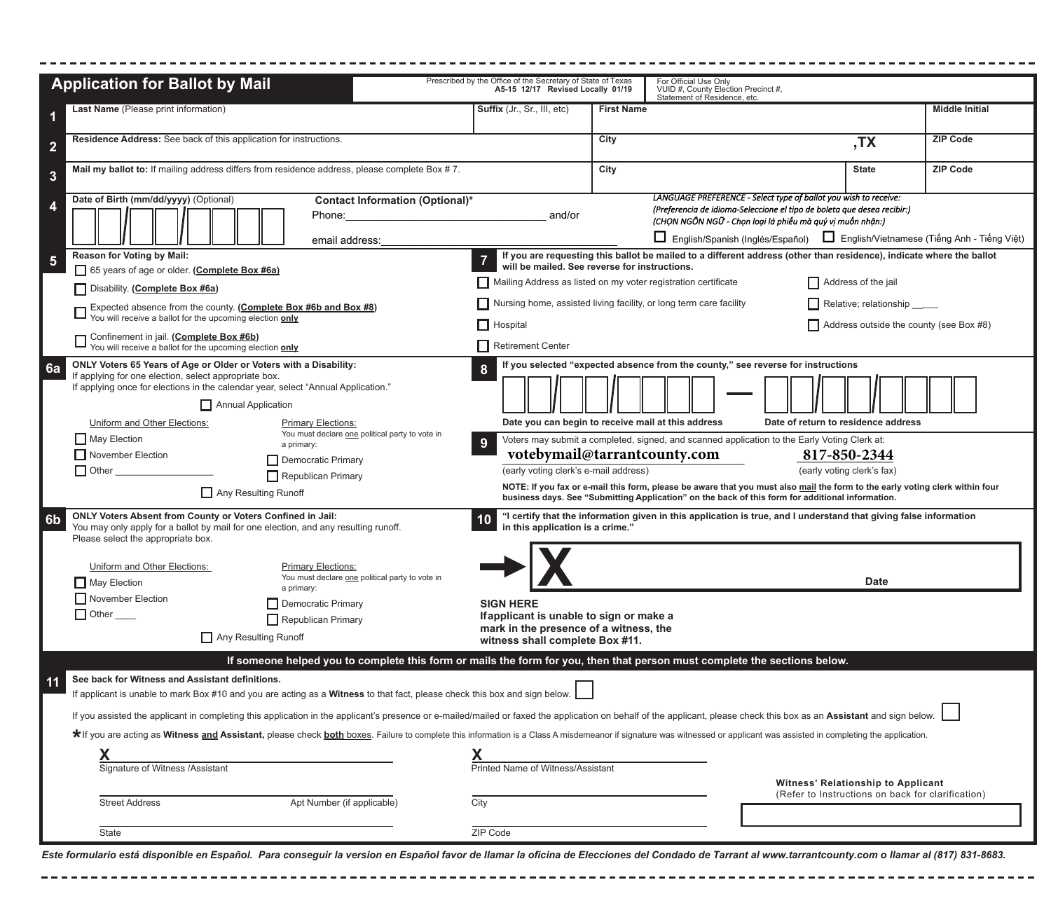# Application for Ballot by Mail

Prescribed by the Office of the Secretary of State of Texas
A5-15 12/17 Revised Locally 01/19

For Official Use Only
VUID #, County Election Precinct #, Statement of Residence, etc.

**1** **Last Name** (Please print information) | **Suffix** (Jr., Sr., III, etc) | **First Name** | **Middle Initial**

**2** **Residence Address:** See back of this application for instructions. | **City** | **,TX** | **ZIP Code**

**3** **Mail my ballot to:** If mailing address differs from residence address, please complete Box # 7. | **City** | **State** | **ZIP Code**

**4** **Date of Birth (mm/dd/yyyy)** (Optional)

**Contact Information (Optional)***
Phone: ______________________ and/or
email address: ______________________

*LANGUAGE PREFERENCE - Select type of ballot you wish to receive:*
*(Preferencia de idioma-Seleccione el tipo de boleta que desea recibir:)*
*(CHỌN NGÔN NGỮ - Chọn loại lá phiếu mà quý vị muốn nhận:)*

- ☐ English/Spanish (Inglés/Español)
- ☐ English/Vietnamese (Tiếng Anh - Tiếng Việt)

**5** **Reason for Voting by Mail:**

- ☐ 65 years of age or older. (**Complete Box #6a**)
- ☐ Disability. (**Complete Box #6a**)
- ☐ Expected absence from the county. (**Complete Box #6b and Box #8**) You will receive a ballot for the upcoming election **only**
- ☐ Confinement in jail. (**Complete Box #6b**) You will receive a ballot for the upcoming election **only**

**7** **If you are requesting this ballot be mailed to a different address (other than residence), indicate where the ballot will be mailed. See reverse for instructions.**

- ☐ Mailing Address as listed on my voter registration certificate
- ☐ Nursing home, assisted living facility, or long term care facility
- ☐ Hospital
- ☐ Retirement Center
- ☐ Address of the jail
- ☐ Relative; relationship ____
- ☐ Address outside the county (see Box #8)

**6a** **ONLY Voters 65 Years of Age or Older or Voters with a Disability:**
If applying for one election, select appropriate box.
If applying once for elections in the calendar year, select "Annual Application."

☐ Annual Application

Uniform and Other Elections:
- ☐ May Election
- ☐ November Election
- ☐ Other __________________

Primary Elections:
You must declare one political party to vote in a primary:
- ☐ Democratic Primary
- ☐ Republican Primary

☐ Any Resulting Runoff

**8** **If you selected "expected absence from the county," see reverse for instructions**

Date you can begin to receive mail at this address — Date of return to residence address

**9** Voters may submit a completed, signed, and scanned application to the Early Voting Clerk at:

**votebymail@tarrantcounty.com** (early voting clerk's e-mail address)
**817-850-2344** (early voting clerk's fax)

**NOTE: If you fax or e-mail this form, please be aware that you must also mail the form to the early voting clerk within four business days. See "Submitting Application" on the back of this form for additional information.**

**6b** **ONLY Voters Absent from County or Voters Confined in Jail:**
You may only apply for a ballot by mail for one election, and any resulting runoff.
Please select the appropriate box.

Uniform and Other Elections:
- ☐ May Election
- ☐ November Election
- ☐ Other ____

Primary Elections:
You must declare one political party to vote in a primary:
- ☐ Democratic Primary
- ☐ Republican Primary

☐ Any Resulting Runoff

**10** **"I certify that the information given in this application is true, and I understand that giving false information in this application is a crime."**

X ______________________ Date

**SIGN HERE**
**If applicant is unable to sign or make a mark in the presence of a witness, the witness shall complete Box #11.**

**If someone helped you to complete this form or mails the form for you, then that person must complete the sections below.**

**11** **See back for Witness and Assistant definitions.**

If applicant is unable to mark Box #10 and you are acting as a **Witness** to that fact, please check this box and sign below. ☐

If you assisted the applicant in completing this application in the applicant's presence or e-mailed/mailed or faxed the application on behalf of the applicant, please check this box as an **Assistant** and sign below. ☐

***** If you are acting as **Witness and Assistant,** please check **both** boxes. Failure to complete this information is a Class A misdemeanor if signature was witnessed or applicant was assisted in completing the application.

X ______________________ Signature of Witness /Assistant

X ______________________ Printed Name of Witness/Assistant

______________________ Street Address | Apt Number (if applicable)

______________________ City

______________________ State

______________________ ZIP Code

**Witness' Relationship to Applicant**
(Refer to Instructions on back for clarification)

*Este formulario está disponible en Español. Para conseguir la version en Español favor de llamar la oficina de Elecciones del Condado de Tarrant al www.tarrantcounty.com o llamar al (817) 831-8683.*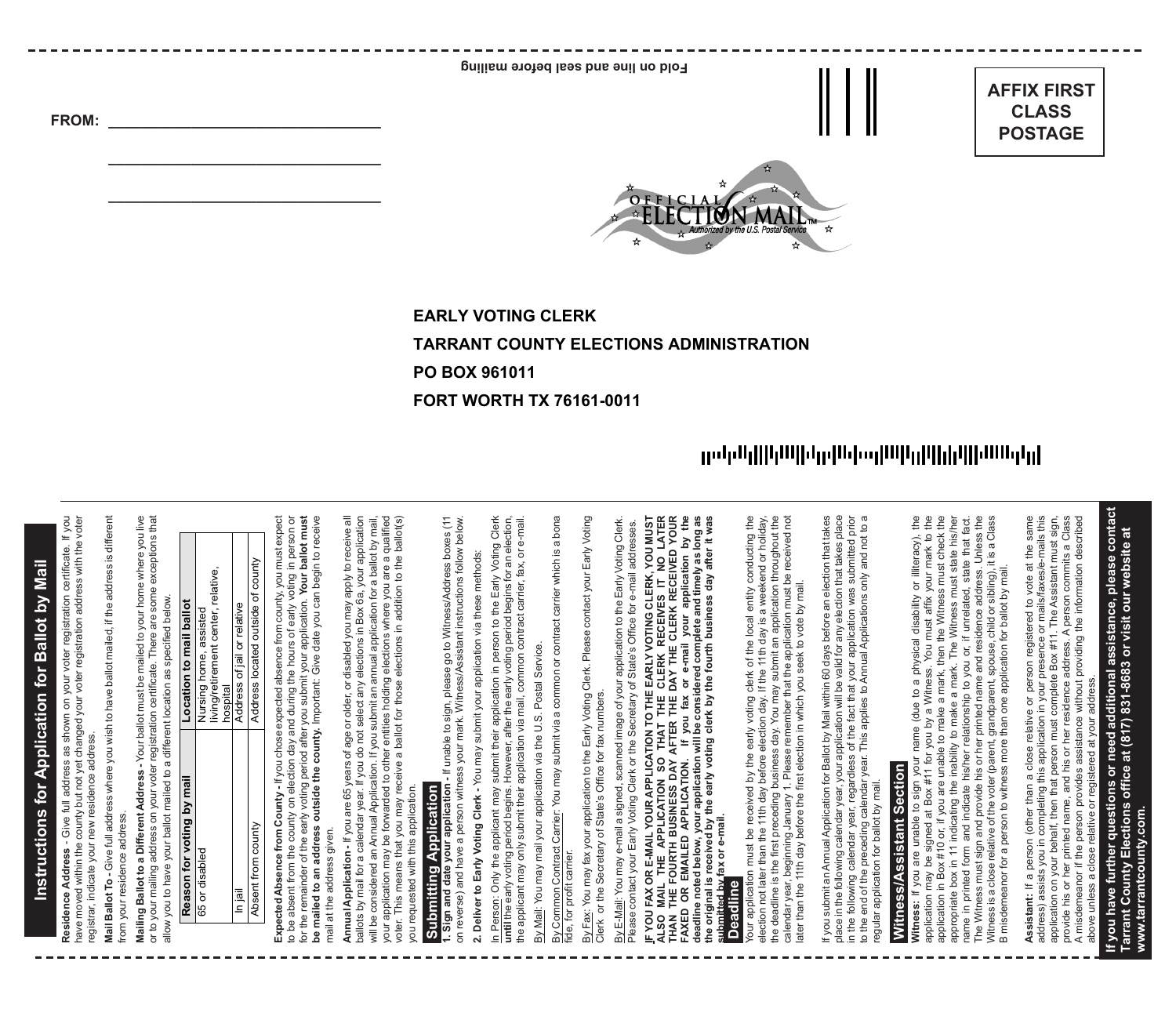Fold on line and seal before mailing

FROM: ______________________________

______________________________

______________________________

AFFIX FIRST CLASS POSTAGE

OFFICIAL ELECTION MAIL™ Authorized by the U.S. Postal Service

EARLY VOTING CLERK

TARRANT COUNTY ELECTIONS ADMINISTRATION

PO BOX 961011

FORT WORTH TX 76161-0011

# Instructions for Application for Ballot by Mail

**Residence Address** - Give full address as shown on your voter registration certificate. If you have moved within the county but not yet changed your voter registration address with the voter registrar, indicate your new residence address.

**Mail Ballot To** - Give full address where you wish to have ballot mailed, if the address is different from your residence address.

**Mailing Ballot to a Different Address** - Your ballot must be mailed to your home where you live or to your mailing address on your voter registration certificate. There are some exceptions that allow you to have your ballot mailed to a different location as specified below.

| Reason for voting by mail | Location to mail ballot |
|---|---|
| 65 or disabled | Nursing home, assisted living/retirement center, relative, hospital |
| In jail | Address of jail or relative |
| Absent from county | Address located outside of county |

**Expected Absence from County** - If you chose expected absence from county, you must expect to be absent from the county on election day and during the hours of early voting in person or for the remainder of the early voting period after you submit your application. **Your ballot must be mailed to an address outside the county.** Important: Give date you can begin to receive mail at the address given.

**Annual Application** - If you are 65 years of age or older, or disabled you may apply to receive all ballots by mail for a calendar year. If you do not select any elections in Box 6a, your application will be considered an Annual Application. If you submit an annual application for a ballot by mail, your application may be forwarded to other entities holding elections where you are a qualified voter. This means that you may receive a ballot for those elections in addition to the ballot(s) you requested with this application.

## Submitting Application

**1. Sign and date your application** - If unable to sign, please go to Witness/Address boxes (11 on reverse) and have a person witness your mark. Witness/Assistant instructions follow below.

**2. Deliver to Early Voting Clerk** - You may submit your application via these methods:

In Person: Only the applicant may submit their application in person to the Early Voting Clerk **until** the early voting period begins. However, after the early voting period begins for an election, the applicant may only submit their application via mail, common contract carrier, fax, or e-mail.

By Mail: You may mail your application via the U.S. Postal Service.

By Common Contract Carrier: You may submit via a common or contract carrier which is a bona fide, for profit carrier.

By Fax: You may fax your application to the Early Voting Clerk. Please contact your Early Voting Clerk or the Secretary of State's Office for fax numbers.

By E-Mail: You may e-mail a signed, scanned image of your application to the Early Voting Clerk. Please contact your Early Voting Clerk or the Secretary of State's Office for e-mail addresses.

**IF YOU FAX OR E-MAIL YOUR APPLICATION TO THE EARLY VOTING CLERK, YOU MUST ALSO MAIL THE APPLICATION SO THAT THE CLERK RECEIVES IT NO LATER THAN THE FOURTH BUSINESS DAY AFTER THE DAY THE CLERK RECEIVED YOUR FAXED OR EMAILED APPLICATION. If you fax or e-mail your application by the deadline noted below, your application will be considered complete and timely as long as the original is received by the early voting clerk by the fourth business day after it was submitted by fax or e-mail.**

## Deadline

Your application must be received by the early voting clerk of the local entity conducting the election not later than the 11th day before election day. If the 11th day is a weekend or holiday, the deadline is the first preceding business day. You may submit an application throughout the calendar year, beginning January 1. Please remember that the application must be received not later than the 11th day before the first election in which you seek to vote by mail.

If you submit an Annual Application for Ballot by Mail within 60 days before an election that takes place in the following calendar year, your application will be valid for any election that takes place in the following calendar year, regardless of the fact that your application was submitted prior to the end of the preceding calendar year. This applies to Annual Applications only and not to a regular application for ballot by mail.

## Witness/Assistant Section

**Witness:** If you are unable to sign your name (due to a physical disability or illiteracy), the application may be signed at Box #11 for you by a Witness. You must affix your mark to the application in Box #10 or, if you are unable to make a mark, then the Witness must check the appropriate box in 11 indicating the inability to make a mark. The Witness must state his/her name in printed form and indicate his/her relationship to you or, if unrelated, state that fact. The Witness must sign and provide his or her printed name and residence address. Unless the Witness is a close relative of the voter (parent, grandparent, spouse, child or sibling), it is a Class B misdemeanor for a person to witness more than one application for ballot by mail.

**Assistant:** If a person (other than a close relative or person registered to vote at the same address) assists you in completing this application in your presence or mails/faxes/e-mails this application on your behalf, then that person must complete Box #11. The Assistant must sign, provide his or her printed name, and his or her residence address. A person commits a Class A misdemeanor if the person provides assistance without providing the information described above unless a close relative or registered at your address.

**If you have further questions or need additional assistance, please contact Tarrant County Elections office at (817) 831-8683 or visit our website at www.tarrantcounty.com.**